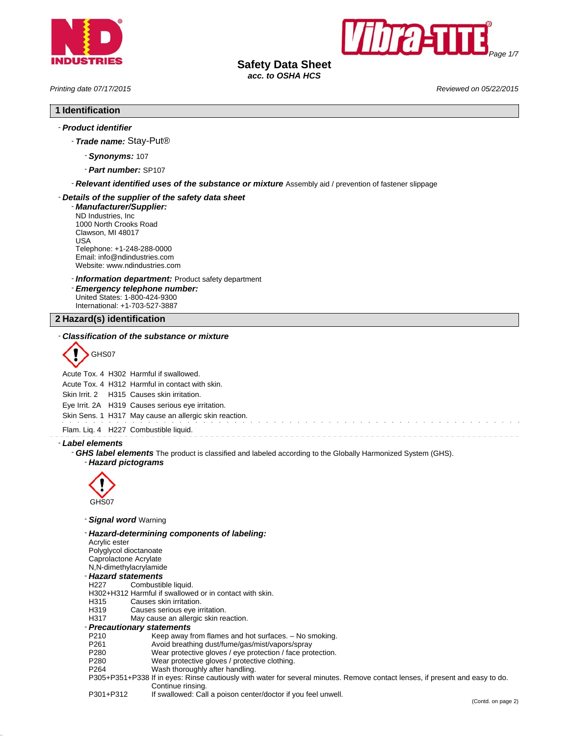# Safety Data Sheet

*acc. to OSHA HCS*

*Printing date 07/17/2015* *Reviewed on 05/22/2015*

## 1 Identification

- ***Product identifier***
  - ***Trade name:*** Stay-Put®
    - ***Synonyms:*** 107
    - ***Part number:*** SP107
  - ***Relevant identified uses of the substance or mixture*** Assembly aid / prevention of fastener slippage
- ***Details of the supplier of the safety data sheet***
  - ***Manufacturer/Supplier:***
    ND Industries, Inc
    1000 North Crooks Road
    Clawson, MI 48017
    USA
    Telephone: +1-248-288-0000
    Email: info@ndindustries.com
    Website: www.ndindustries.com
  - ***Information department:*** Product safety department
  - ***Emergency telephone number:***
    United States: 1-800-424-9300
    International: +1-703-527-3887

## 2 Hazard(s) identification

- ***Classification of the substance or mixture***

GHS07

| | | |
|---|---|---|
| Acute Tox. 4 | H302 | Harmful if swallowed. |
| Acute Tox. 4 | H312 | Harmful in contact with skin. |
| Skin Irrit. 2 | H315 | Causes skin irritation. |
| Eye Irrit. 2A | H319 | Causes serious eye irritation. |
| Skin Sens. 1 | H317 | May cause an allergic skin reaction. |
| Flam. Liq. 4 | H227 | Combustible liquid. |

- ***Label elements***
  - ***GHS label elements*** The product is classified and labeled according to the Globally Harmonized System (GHS).
    - ***Hazard pictograms***

      GHS07

    - ***Signal word*** Warning
    - ***Hazard-determining components of labeling:***
      Acrylic ester
      Polyglycol dioctanoate
      Caprolactone Acrylate
      N,N-dimethylacrylamide
    - ***Hazard statements***

| | |
|---|---|
| H227 | Combustible liquid. |
| H302+H312 | Harmful if swallowed or in contact with skin. |
| H315 | Causes skin irritation. |
| H319 | Causes serious eye irritation. |
| H317 | May cause an allergic skin reaction. |

    - ***Precautionary statements***

| | |
|---|---|
| P210 | Keep away from flames and hot surfaces. – No smoking. |
| P261 | Avoid breathing dust/fume/gas/mist/vapors/spray |
| P280 | Wear protective gloves / eye protection / face protection. |
| P280 | Wear protective gloves / protective clothing. |
| P264 | Wash thoroughly after handling. |
| P305+P351+P338 | If in eyes: Rinse cautiously with water for several minutes. Remove contact lenses, if present and easy to do. Continue rinsing. |
| P301+P312 | If swallowed: Call a poison center/doctor if you feel unwell. |

(Contd. on page 2)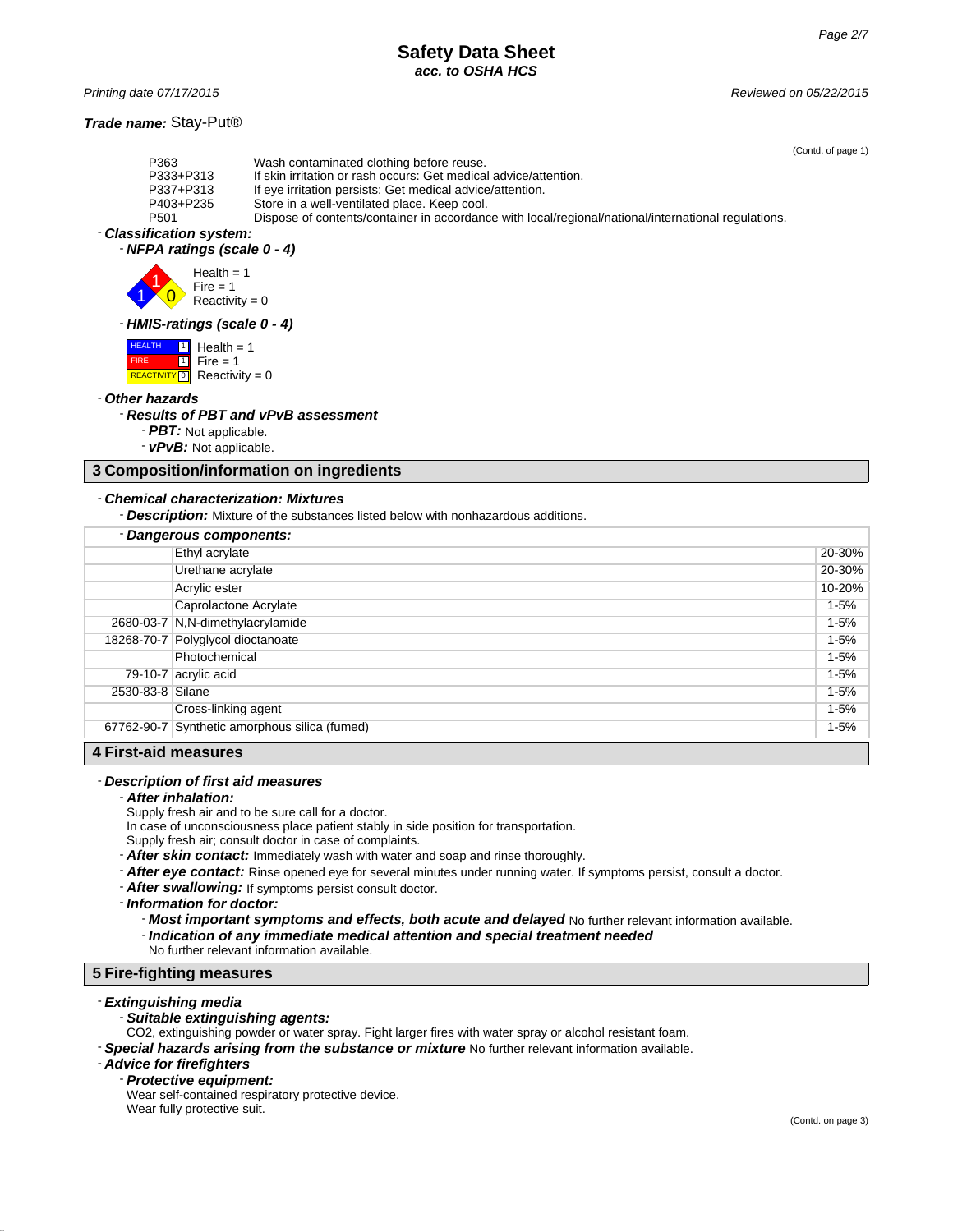**Safety Data Sheet**
*acc. to OSHA HCS*

*Printing date 07/17/2015* *Reviewed on 05/22/2015*

***Trade name:*** Stay-Put®

(Contd. of page 1)

| | |
|---|---|
| P363 | Wash contaminated clothing before reuse. |
| P333+P313 | If skin irritation or rash occurs: Get medical advice/attention. |
| P337+P313 | If eye irritation persists: Get medical advice/attention. |
| P403+P235 | Store in a well-ventilated place. Keep cool. |
| P501 | Dispose of contents/container in accordance with local/regional/national/international regulations. |

- ***Classification system:***
  - ***NFPA ratings (scale 0 - 4)***

    Health = 1
    Fire = 1
    Reactivity = 0

  - ***HMIS-ratings (scale 0 - 4)***

    | | | |
    |---|---|---|
    | HEALTH | 1 | Health = 1 |
    | FIRE | 1 | Fire = 1 |
    | REACTIVITY | 0 | Reactivity = 0 |

- ***Other hazards***
  - ***Results of PBT and vPvB assessment***
    - ***PBT:*** Not applicable.
    - ***vPvB:*** Not applicable.

## 3 Composition/information on ingredients

- ***Chemical characterization: Mixtures***
  - ***Description:*** Mixture of the substances listed below with nonhazardous additions.

| - ***Dangerous components:*** | | |
|---|---|---|
| | Ethyl acrylate | 20-30% |
| | Urethane acrylate | 20-30% |
| | Acrylic ester | 10-20% |
| | Caprolactone Acrylate | 1-5% |
| 2680-03-7 | N,N-dimethylacrylamide | 1-5% |
| 18268-70-7 | Polyglycol dioctanoate | 1-5% |
| | Photochemical | 1-5% |
| 79-10-7 | acrylic acid | 1-5% |
| 2530-83-8 | Silane | 1-5% |
| | Cross-linking agent | 1-5% |
| 67762-90-7 | Synthetic amorphous silica (fumed) | 1-5% |

## 4 First-aid measures

- ***Description of first aid measures***
  - ***After inhalation:***
    Supply fresh air and to be sure call for a doctor.
    In case of unconsciousness place patient stably in side position for transportation.
    Supply fresh air; consult doctor in case of complaints.
  - ***After skin contact:*** Immediately wash with water and soap and rinse thoroughly.
  - ***After eye contact:*** Rinse opened eye for several minutes under running water. If symptoms persist, consult a doctor.
  - ***After swallowing:*** If symptoms persist consult doctor.
  - ***Information for doctor:***
    - ***Most important symptoms and effects, both acute and delayed*** No further relevant information available.
    - ***Indication of any immediate medical attention and special treatment needed***
      No further relevant information available.

## 5 Fire-fighting measures

- ***Extinguishing media***
  - ***Suitable extinguishing agents:***
    $CO_2$, extinguishing powder or water spray. Fight larger fires with water spray or alcohol resistant foam.
- ***Special hazards arising from the substance or mixture*** No further relevant information available.
- ***Advice for firefighters***
  - ***Protective equipment:***
    Wear self-contained respiratory protective device.
    Wear fully protective suit.

(Contd. on page 3)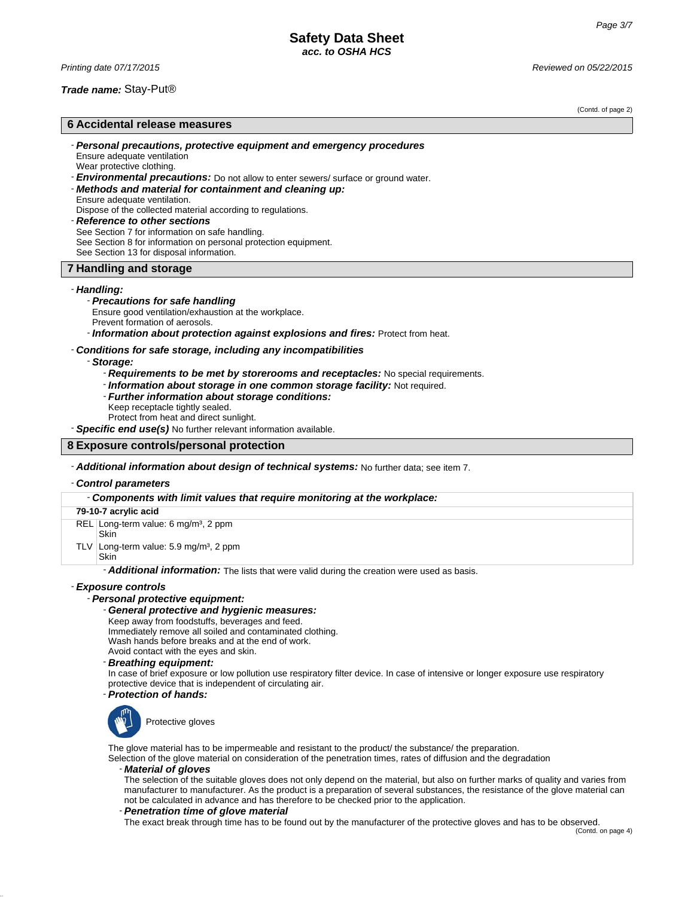# Safety Data Sheet

*acc. to OSHA HCS*

*Printing date 07/17/2015* *Reviewed on 05/22/2015*

***Trade name:*** Stay-Put®

(Contd. of page 2)

## 6 Accidental release measures

- ***Personal precautions, protective equipment and emergency procedures***
  Ensure adequate ventilation
  Wear protective clothing.
- ***Environmental precautions:*** Do not allow to enter sewers/ surface or ground water.
- ***Methods and material for containment and cleaning up:***
  Ensure adequate ventilation.
  Dispose of the collected material according to regulations.
- ***Reference to other sections***
  See Section 7 for information on safe handling.
  See Section 8 for information on personal protection equipment.
  See Section 13 for disposal information.

## 7 Handling and storage

- ***Handling:***
  - ***Precautions for safe handling***
    Ensure good ventilation/exhaustion at the workplace.
    Prevent formation of aerosols.
  - ***Information about protection against explosions and fires:*** Protect from heat.
- ***Conditions for safe storage, including any incompatibilities***
  - ***Storage:***
    - ***Requirements to be met by storerooms and receptacles:*** No special requirements.
    - ***Information about storage in one common storage facility:*** Not required.
    - ***Further information about storage conditions:***
      Keep receptacle tightly sealed.
      Protect from heat and direct sunlight.
- ***Specific end use(s)*** No further relevant information available.

## 8 Exposure controls/personal protection

- ***Additional information about design of technical systems:*** No further data; see item 7.
- ***Control parameters***

| - ***Components with limit values that require monitoring at the workplace:*** | |
|---|---|
| **79-10-7 acrylic acid** | |
| REL | Long-term value: 6 mg/m³, 2 ppm<br>Skin |
| TLV | Long-term value: 5.9 mg/m³, 2 ppm<br>Skin |

- ***Additional information:*** The lists that were valid during the creation were used as basis.

- ***Exposure controls***
  - ***Personal protective equipment:***
    - ***General protective and hygienic measures:***
      Keep away from foodstuffs, beverages and feed.
      Immediately remove all soiled and contaminated clothing.
      Wash hands before breaks and at the end of work.
      Avoid contact with the eyes and skin.
    - ***Breathing equipment:***
      In case of brief exposure or low pollution use respiratory filter device. In case of intensive or longer exposure use respiratory protective device that is independent of circulating air.
    - ***Protection of hands:***

      Protective gloves

      The glove material has to be impermeable and resistant to the product/ the substance/ the preparation.
      Selection of the glove material on consideration of the penetration times, rates of diffusion and the degradation
      - ***Material of gloves***
        The selection of the suitable gloves does not only depend on the material, but also on further marks of quality and varies from manufacturer to manufacturer. As the product is a preparation of several substances, the resistance of the glove material can not be calculated in advance and has therefore to be checked prior to the application.
      - ***Penetration time of glove material***
        The exact break through time has to be found out by the manufacturer of the protective gloves and has to be observed.

(Contd. on page 4)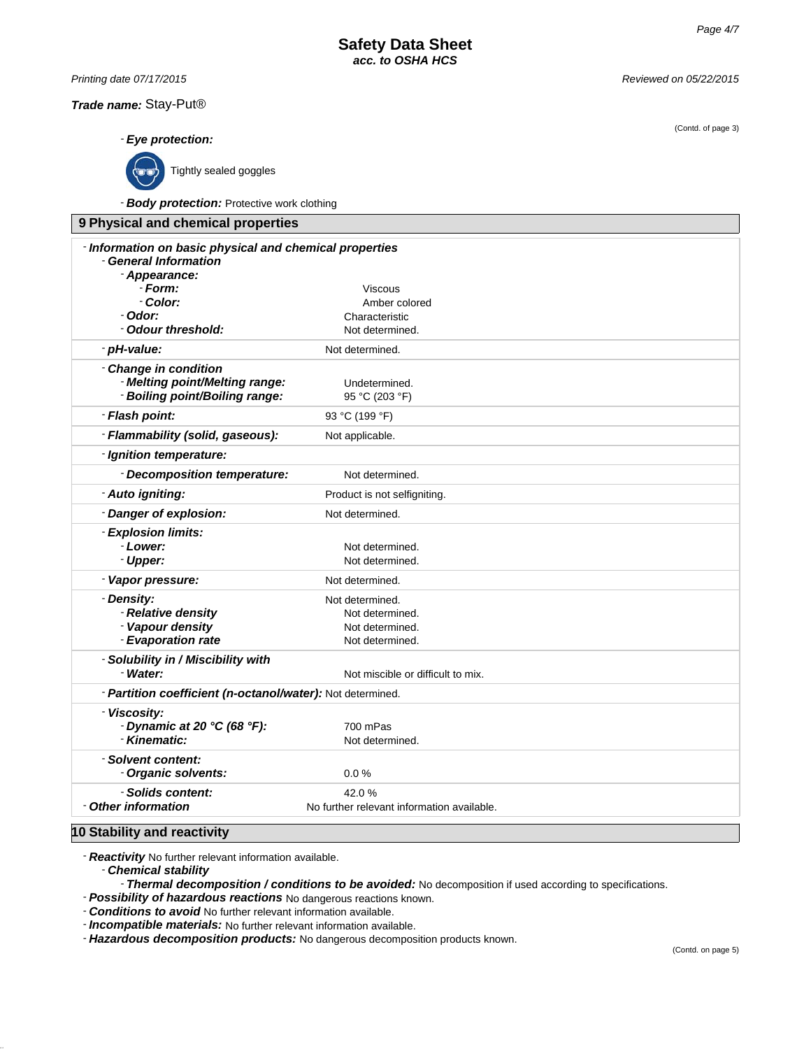**Trade name:** Stay-Put®

(Contd. of page 3)

- **Eye protection:**

Tightly sealed goggles

- **Body protection:** Protective work clothing

## 9 Physical and chemical properties

| | |
|---|---|
| - ***Information on basic physical and chemical properties*** | |
| - ***General Information*** | |
| - ***Appearance:*** | |
| - ***Form:*** | Viscous |
| - ***Color:*** | Amber colored |
| - ***Odor:*** | Characteristic |
| - ***Odour threshold:*** | Not determined. |
| - ***pH-value:*** | Not determined. |
| - ***Change in condition*** | |
| - ***Melting point/Melting range:*** | Undetermined. |
| - ***Boiling point/Boiling range:*** | 95 °C (203 °F) |
| - ***Flash point:*** | 93 °C (199 °F) |
| - ***Flammability (solid, gaseous):*** | Not applicable. |
| - ***Ignition temperature:*** | |
| - ***Decomposition temperature:*** | Not determined. |
| - ***Auto igniting:*** | Product is not selfigniting. |
| - ***Danger of explosion:*** | Not determined. |
| - ***Explosion limits:*** | |
| - ***Lower:*** | Not determined. |
| - ***Upper:*** | Not determined. |
| - ***Vapor pressure:*** | Not determined. |
| - ***Density:*** | Not determined. |
| - ***Relative density*** | Not determined. |
| - ***Vapour density*** | Not determined. |
| - ***Evaporation rate*** | Not determined. |
| - ***Solubility in / Miscibility with*** | |
| - ***Water:*** | Not miscible or difficult to mix. |
| - ***Partition coefficient (n-octanol/water):*** | Not determined. |
| - ***Viscosity:*** | |
| - ***Dynamic at 20 °C (68 °F):*** | 700 mPas |
| - ***Kinematic:*** | Not determined. |
| - ***Solvent content:*** | |
| - ***Organic solvents:*** | 0.0 % |
| - ***Solids content:*** | 42.0 % |
| - ***Other information*** | No further relevant information available. |

## 10 Stability and reactivity

- ***Reactivity*** No further relevant information available.
- ***Chemical stability***
  - ***Thermal decomposition / conditions to be avoided:*** No decomposition if used according to specifications.
- ***Possibility of hazardous reactions*** No dangerous reactions known.
- ***Conditions to avoid*** No further relevant information available.
- ***Incompatible materials:*** No further relevant information available.
- ***Hazardous decomposition products:*** No dangerous decomposition products known.

(Contd. on page 5)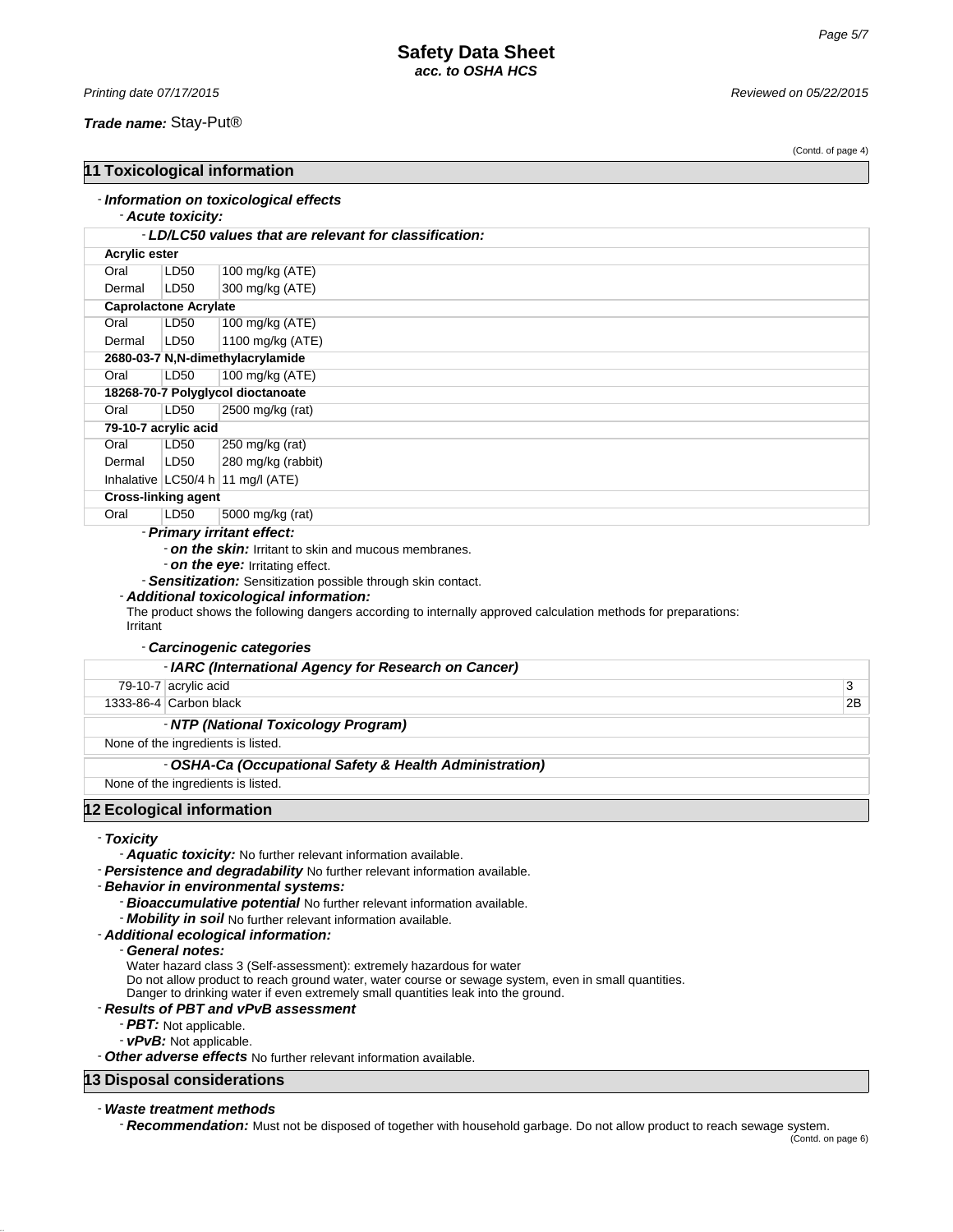**Trade name:** Stay-Put®

(Contd. of page 4)

## 11 Toxicological information

- ***Information on toxicological effects***
  - ***Acute toxicity:***

| - ***LD/LC50 values that are relevant for classification:*** | | |
|---|---|---|
| **Acrylic ester** | | |
| Oral | LD50 | 100 mg/kg (ATE) |
| Dermal | LD50 | 300 mg/kg (ATE) |
| **Caprolactone Acrylate** | | |
| Oral | LD50 | 100 mg/kg (ATE) |
| Dermal | LD50 | 1100 mg/kg (ATE) |
| **2680-03-7 N,N-dimethylacrylamide** | | |
| Oral | LD50 | 100 mg/kg (ATE) |
| **18268-70-7 Polyglycol dioctanoate** | | |
| Oral | LD50 | 2500 mg/kg (rat) |
| **79-10-7 acrylic acid** | | |
| Oral | LD50 | 250 mg/kg (rat) |
| Dermal | LD50 | 280 mg/kg (rabbit) |
| Inhalative | LC50/4 h | 11 mg/l (ATE) |
| **Cross-linking agent** | | |
| Oral | LD50 | 5000 mg/kg (rat) |

- ***Primary irritant effect:***
  - ***on the skin:*** Irritant to skin and mucous membranes.
  - ***on the eye:*** Irritating effect.
- ***Sensitization:*** Sensitization possible through skin contact.
- ***Additional toxicological information:***

The product shows the following dangers according to internally approved calculation methods for preparations:
Irritant

- ***Carcinogenic categories***

| - ***IARC (International Agency for Research on Cancer)*** | | |
|---|---|---|
| 79-10-7 | acrylic acid | 3 |
| 1333-86-4 | Carbon black | 2B |

| - ***NTP (National Toxicology Program)*** |
|---|
| None of the ingredients is listed. |

| - ***OSHA-Ca (Occupational Safety & Health Administration)*** |
|---|
| None of the ingredients is listed. |

## 12 Ecological information

- ***Toxicity***
  - ***Aquatic toxicity:*** No further relevant information available.
- ***Persistence and degradability*** No further relevant information available.
- ***Behavior in environmental systems:***
  - ***Bioaccumulative potential*** No further relevant information available.
  - ***Mobility in soil*** No further relevant information available.
- ***Additional ecological information:***
  - ***General notes:***

    Water hazard class 3 (Self-assessment): extremely hazardous for water
    Do not allow product to reach ground water, water course or sewage system, even in small quantities.
    Danger to drinking water if even extremely small quantities leak into the ground.
- ***Results of PBT and vPvB assessment***
  - ***PBT:*** Not applicable.
  - ***vPvB:*** Not applicable.
- ***Other adverse effects*** No further relevant information available.

## 13 Disposal considerations

- ***Waste treatment methods***
  - ***Recommendation:*** Must not be disposed of together with household garbage. Do not allow product to reach sewage system.

(Contd. on page 6)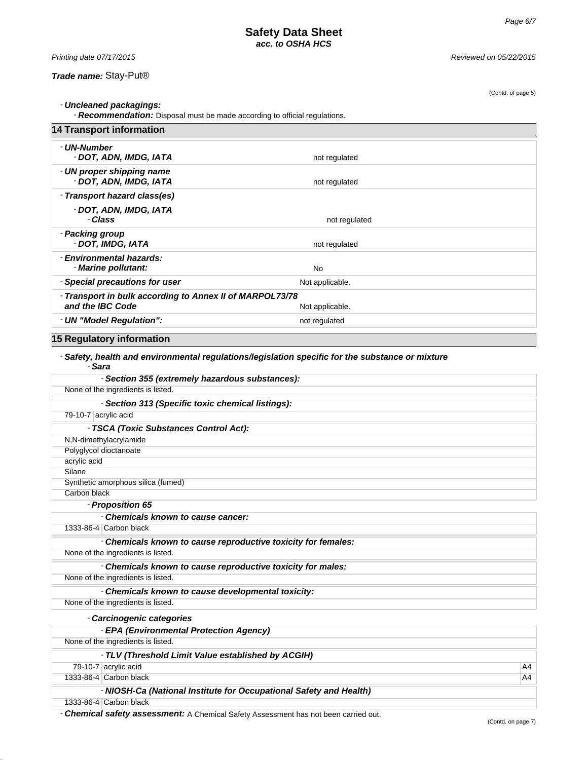Printing date 07/17/2015 Reviewed on 05/22/2015

**Trade name:** Stay-Put®

(Contd. of page 5)

- ***Uncleaned packagings:***
  - ***Recommendation:*** Disposal must be made according to official regulations.

## 14 Transport information

| | |
|---|---|
| - ***UN-Number*** <br> - ***DOT, ADN, IMDG, IATA*** | not regulated |
| - ***UN proper shipping name*** <br> - ***DOT, ADN, IMDG, IATA*** | not regulated |
| - ***Transport hazard class(es)*** <br> - ***DOT, ADN, IMDG, IATA*** <br> - ***Class*** | not regulated |
| - ***Packing group*** <br> - ***DOT, IMDG, IATA*** | not regulated |
| - ***Environmental hazards:*** <br> - ***Marine pollutant:*** | No |
| - ***Special precautions for user*** | Not applicable. |
| - ***Transport in bulk according to Annex II of MARPOL73/78 and the IBC Code*** | Not applicable. |
| - ***UN "Model Regulation":*** | not regulated |

## 15 Regulatory information

- ***Safety, health and environmental regulations/legislation specific for the substance or mixture***
  - ***Sara***

| - ***Section 355 (extremely hazardous substances):*** | |
|---|---|
| None of the ingredients is listed. | |

| - ***Section 313 (Specific toxic chemical listings):*** | |
|---|---|
| 79-10-7 | acrylic acid |

| - ***TSCA (Toxic Substances Control Act):*** |
|---|
| N,N-dimethylacrylamide |
| Polyglycol dioctanoate |
| acrylic acid |
| Silane |
| Synthetic amorphous silica (fumed) |
| Carbon black |

- ***Proposition 65***

| - ***Chemicals known to cause cancer:*** | |
|---|---|
| 1333-86-4 | Carbon black |

| - ***Chemicals known to cause reproductive toxicity for females:*** |
|---|
| None of the ingredients is listed. |

| - ***Chemicals known to cause reproductive toxicity for males:*** |
|---|
| None of the ingredients is listed. |

| - ***Chemicals known to cause developmental toxicity:*** |
|---|
| None of the ingredients is listed. |

- ***Carcinogenic categories***

| - ***EPA (Environmental Protection Agency)*** |
|---|
| None of the ingredients is listed. |

| - ***TLV (Threshold Limit Value established by ACGIH)*** | | |
|---|---|---|
| 79-10-7 | acrylic acid | A4 |
| 1333-86-4 | Carbon black | A4 |

| - ***NIOSH-Ca (National Institute for Occupational Safety and Health)*** | |
|---|---|
| 1333-86-4 | Carbon black |

- ***Chemical safety assessment:*** A Chemical Safety Assessment has not been carried out.

(Contd. on page 7)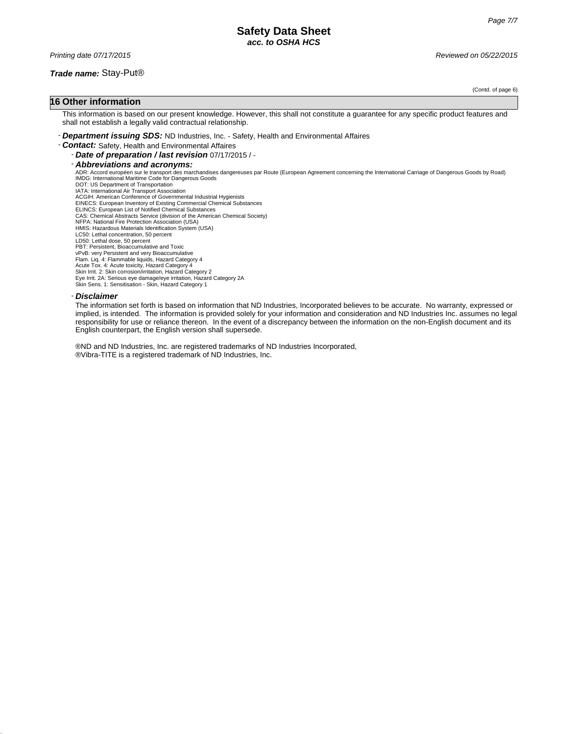# Safety Data Sheet
***acc. to OSHA HCS***

*Printing date 07/17/2015* *Reviewed on 05/22/2015*

***Trade name:*** Stay-Put®

(Contd. of page 6)

## 16 Other information

This information is based on our present knowledge. However, this shall not constitute a guarantee for any specific product features and shall not establish a legally valid contractual relationship.

- ***Department issuing SDS:*** ND Industries, Inc. - Safety, Health and Environmental Affaires
- ***Contact:*** Safety, Health and Environmental Affaires
  - ***Date of preparation / last revision*** 07/17/2015 / -
  - ***Abbreviations and acronyms:***
    ADR: Accord européen sur le transport des marchandises dangereuses par Route (European Agreement concerning the International Carriage of Dangerous Goods by Road)
    IMDG: International Maritime Code for Dangerous Goods
    DOT: US Department of Transportation
    IATA: International Air Transport Association
    ACGIH: American Conference of Governmental Industrial Hygienists
    EINECS: European Inventory of Existing Commercial Chemical Substances
    ELINCS: European List of Notified Chemical Substances
    CAS: Chemical Abstracts Service (division of the American Chemical Society)
    NFPA: National Fire Protection Association (USA)
    HMIS: Hazardous Materials Identification System (USA)
    LC50: Lethal concentration, 50 percent
    LD50: Lethal dose, 50 percent
    PBT: Persistent, Bioaccumulative and Toxic
    vPvB: very Persistent and very Bioaccumulative
    Flam. Liq. 4: Flammable liquids, Hazard Category 4
    Acute Tox. 4: Acute toxicity, Hazard Category 4
    Skin Irrit. 2: Skin corrosion/irritation, Hazard Category 2
    Eye Irrit. 2A: Serious eye damage/eye irritation, Hazard Category 2A
    Skin Sens. 1: Sensitisation - Skin, Hazard Category 1
  - ***Disclaimer***
    The information set forth is based on information that ND Industries, Incorporated believes to be accurate. No warranty, expressed or implied, is intended. The information is provided solely for your information and consideration and ND Industries Inc. assumes no legal responsibility for use or reliance thereon. In the event of a discrepancy between the information on the non-English document and its English counterpart, the English version shall supersede.

    ®ND and ND Industries, Inc. are registered trademarks of ND Industries Incorporated,
    ®Vibra-TITE is a registered trademark of ND Industries, Inc.